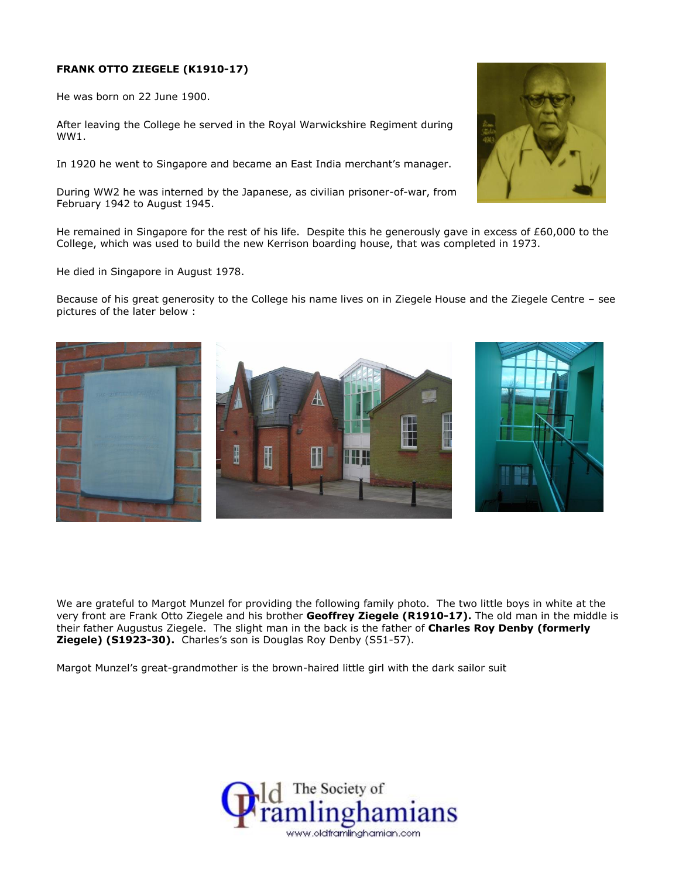**FRANK OTTO ZIEGELE (K1910-17)**

He was born on 22 June 1900.

After leaving the College he served in the Royal Warwickshire Regiment during WW1.

In 1920 he went to Singapore and became an East India merchant's manager.

During WW2 he was interned by the Japanese, as civilian prisoner-of-war, from February 1942 to August 1945.

He remained in Singapore for the rest of his life. Despite this he generously gave in excess of £60,000 to the College, which was used to build the new Kerrison boarding house, that was completed in 1973.

He died in Singapore in August 1978.

Because of his great generosity to the College his name lives on in Ziegele House and the Ziegele Centre – see pictures of the later below :

We are grateful to Margot Munzel for providing the following family photo. The two little boys in white at the very front are Frank Otto Ziegele and his brother **Geoffrey Ziegele (R1910-17).** The old man in the middle is their father Augustus Ziegele. The slight man in the back is the father of **Charles Roy Denby (formerly Ziegele) (S1923-30).** Charles's son is Douglas Roy Denby (S51-57).

Margot Munzel's great-grandmother is the brown-haired little girl with the dark sailor suit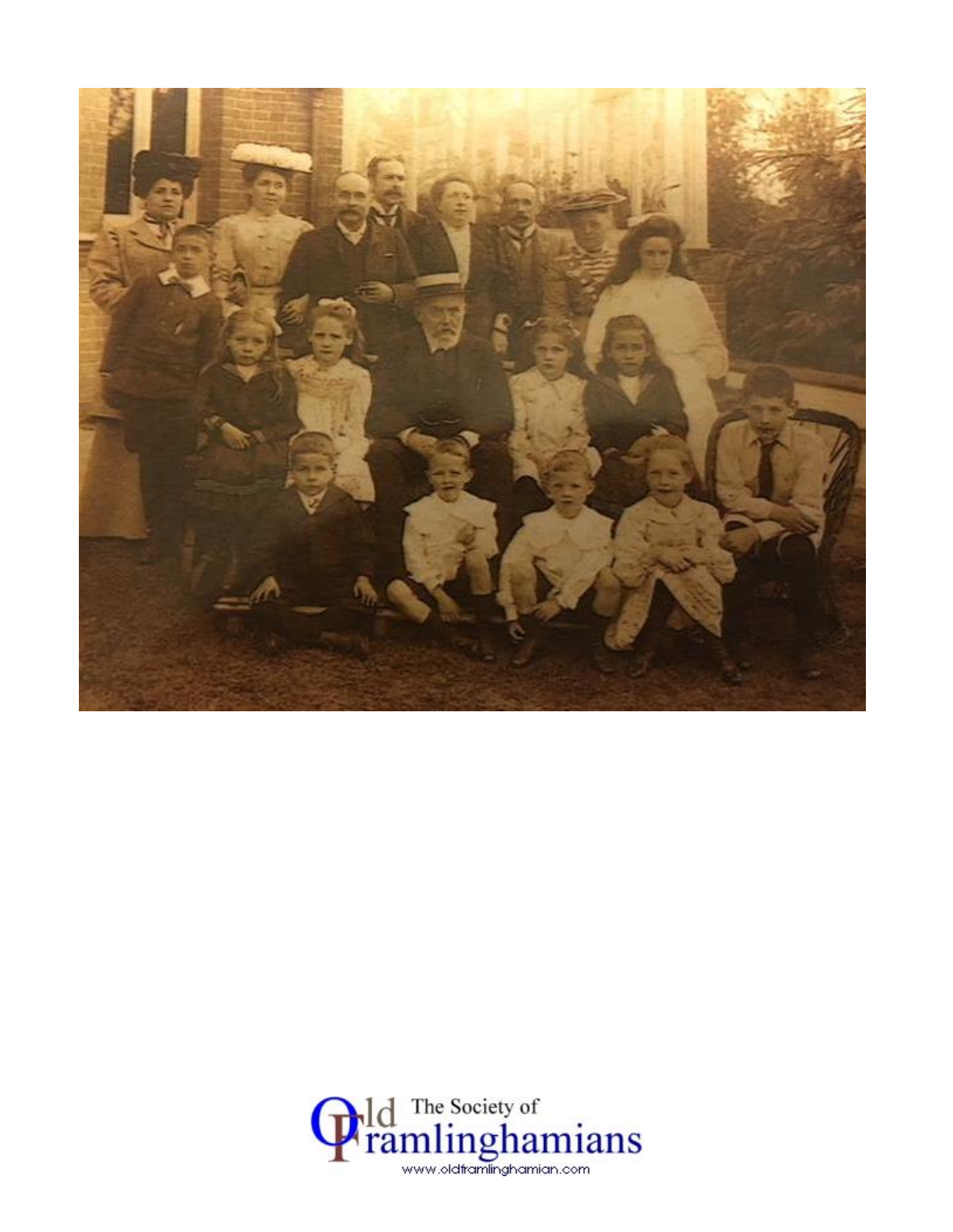The Society of Old Framlinghamians

www.oldframlinghamian.com